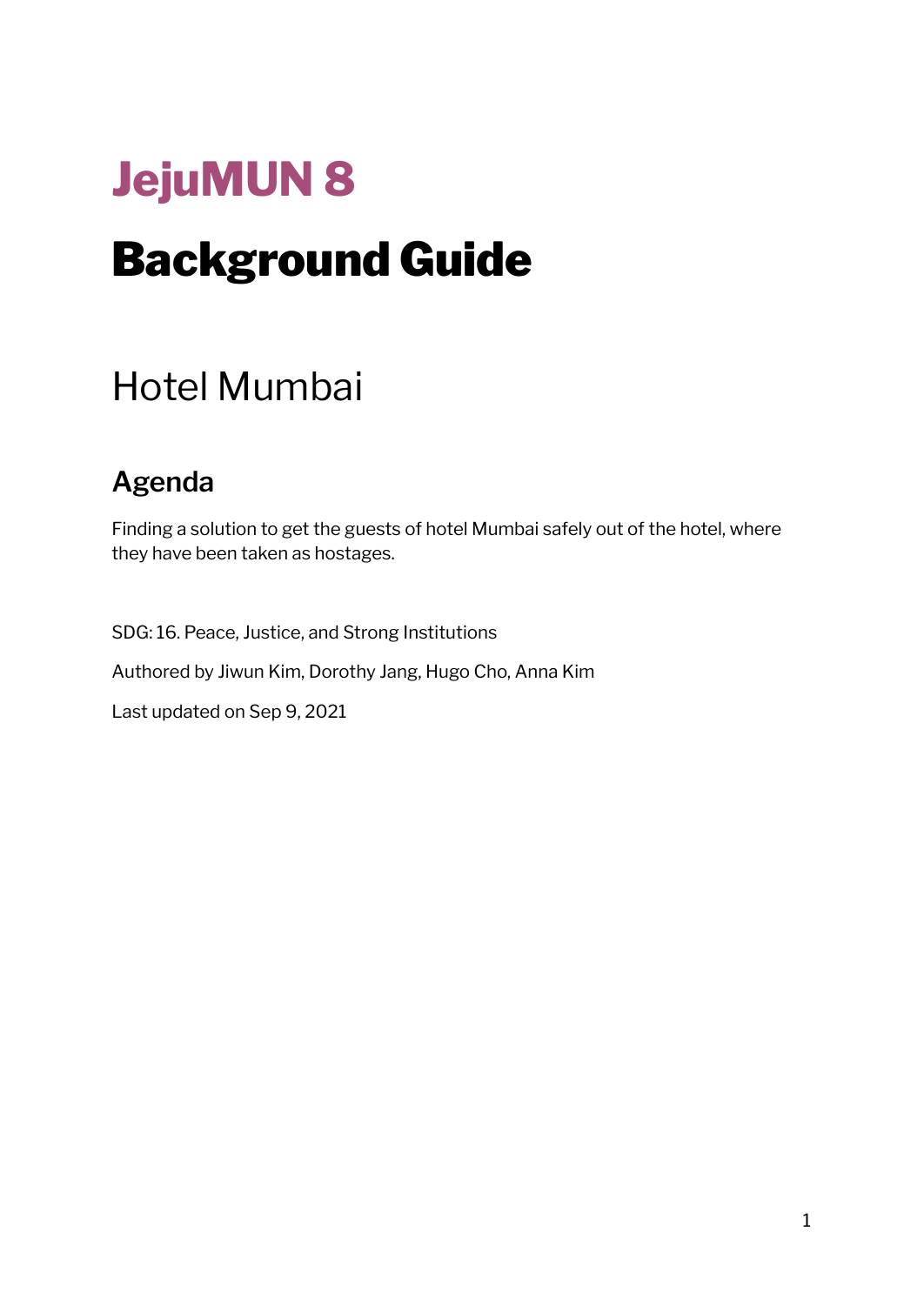# JejuMUN 8

# Background Guide

## Hotel Mumbai

### Agenda

Finding a solution to get the guests of hotel Mumbai safely out of the hotel, where they have been taken as hostages.

SDG: 16. Peace, Justice, and Strong Institutions

Authored by Jiwun Kim, Dorothy Jang, Hugo Cho, Anna Kim

Last updated on Sep 9, 2021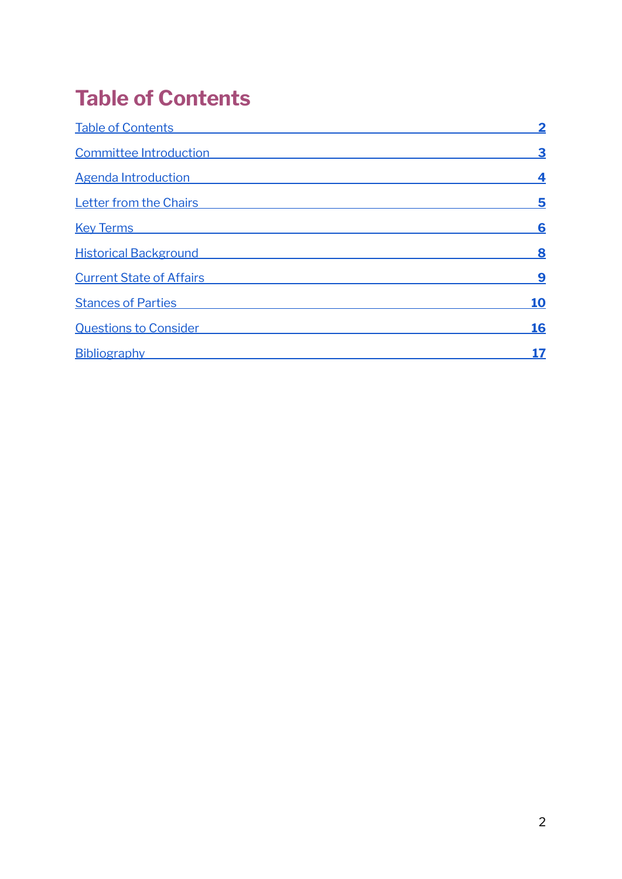# Table of Contents

| Section | Page |
|---|---|
| Table of Contents | 2 |
| Committee Introduction | 3 |
| Agenda Introduction | 4 |
| Letter from the Chairs | 5 |
| Key Terms | 6 |
| Historical Background | 8 |
| Current State of Affairs | 9 |
| Stances of Parties | 10 |
| Questions to Consider | 16 |
| Bibliography | 17 |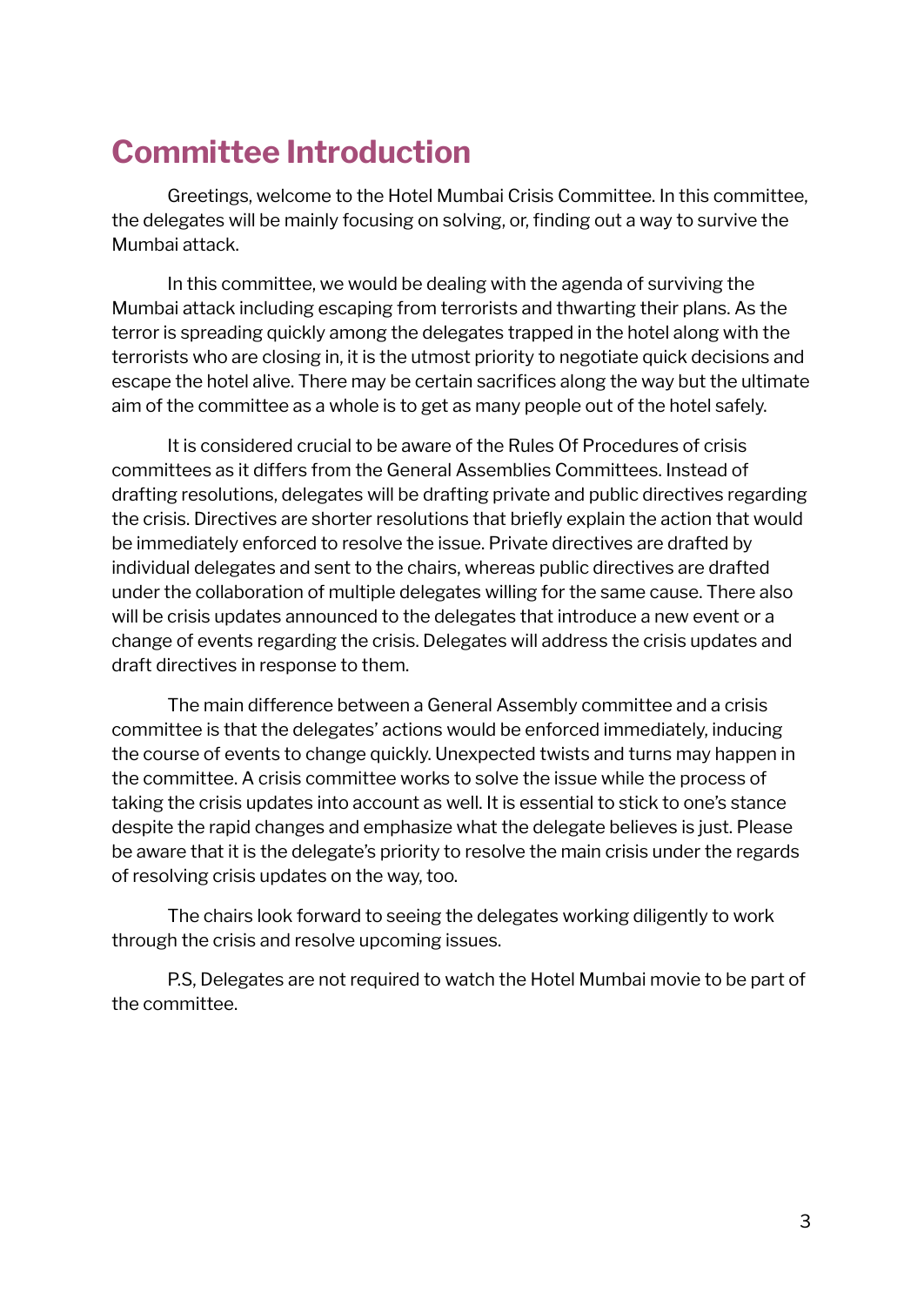# Committee Introduction

Greetings, welcome to the Hotel Mumbai Crisis Committee. In this committee, the delegates will be mainly focusing on solving, or, finding out a way to survive the Mumbai attack.

In this committee, we would be dealing with the agenda of surviving the Mumbai attack including escaping from terrorists and thwarting their plans. As the terror is spreading quickly among the delegates trapped in the hotel along with the terrorists who are closing in, it is the utmost priority to negotiate quick decisions and escape the hotel alive. There may be certain sacrifices along the way but the ultimate aim of the committee as a whole is to get as many people out of the hotel safely.

It is considered crucial to be aware of the Rules Of Procedures of crisis committees as it differs from the General Assemblies Committees. Instead of drafting resolutions, delegates will be drafting private and public directives regarding the crisis. Directives are shorter resolutions that briefly explain the action that would be immediately enforced to resolve the issue. Private directives are drafted by individual delegates and sent to the chairs, whereas public directives are drafted under the collaboration of multiple delegates willing for the same cause. There also will be crisis updates announced to the delegates that introduce a new event or a change of events regarding the crisis. Delegates will address the crisis updates and draft directives in response to them.

The main difference between a General Assembly committee and a crisis committee is that the delegates' actions would be enforced immediately, inducing the course of events to change quickly. Unexpected twists and turns may happen in the committee. A crisis committee works to solve the issue while the process of taking the crisis updates into account as well. It is essential to stick to one's stance despite the rapid changes and emphasize what the delegate believes is just. Please be aware that it is the delegate's priority to resolve the main crisis under the regards of resolving crisis updates on the way, too.

The chairs look forward to seeing the delegates working diligently to work through the crisis and resolve upcoming issues.

P.S, Delegates are not required to watch the Hotel Mumbai movie to be part of the committee.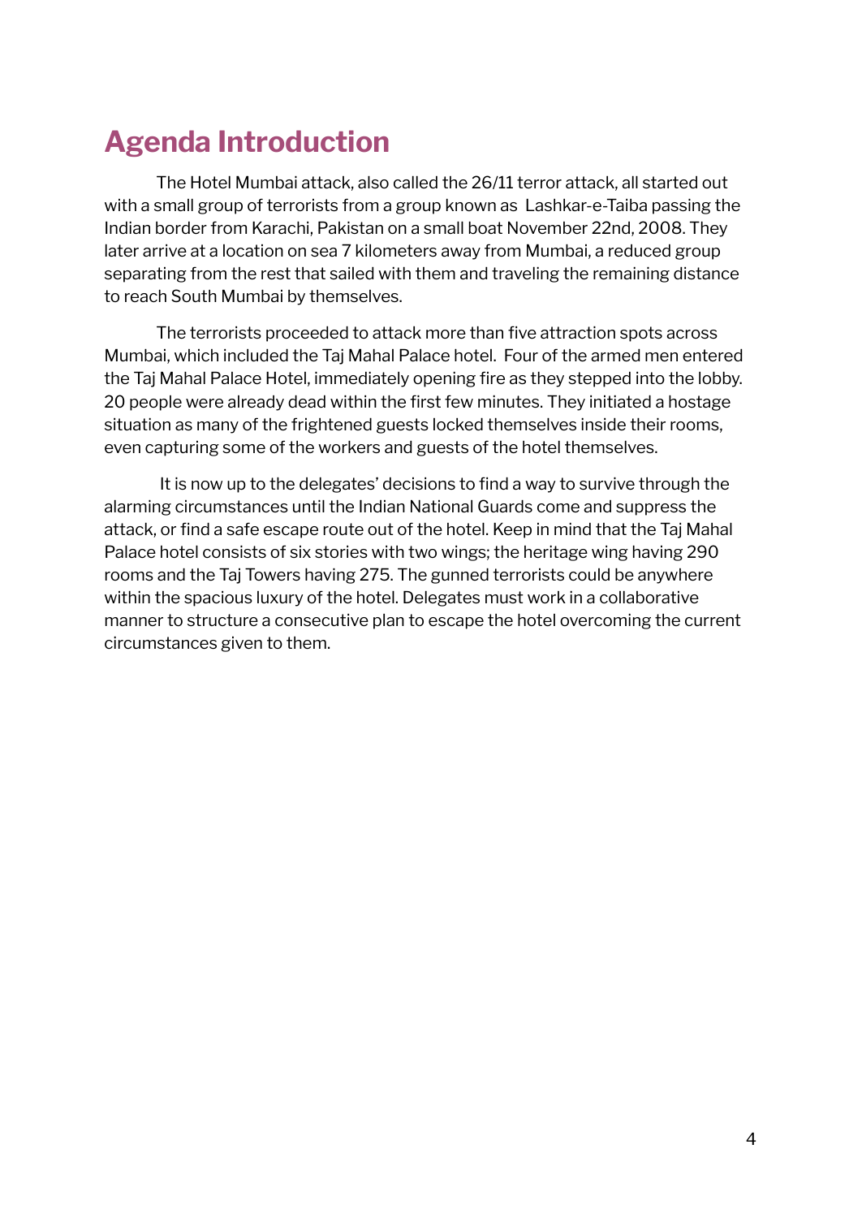## Agenda Introduction

The Hotel Mumbai attack, also called the 26/11 terror attack, all started out with a small group of terrorists from a group known as Lashkar-e-Taiba passing the Indian border from Karachi, Pakistan on a small boat November 22nd, 2008. They later arrive at a location on sea 7 kilometers away from Mumbai, a reduced group separating from the rest that sailed with them and traveling the remaining distance to reach South Mumbai by themselves.

The terrorists proceeded to attack more than five attraction spots across Mumbai, which included the Taj Mahal Palace hotel. Four of the armed men entered the Taj Mahal Palace Hotel, immediately opening fire as they stepped into the lobby. 20 people were already dead within the first few minutes. They initiated a hostage situation as many of the frightened guests locked themselves inside their rooms, even capturing some of the workers and guests of the hotel themselves.

It is now up to the delegates' decisions to find a way to survive through the alarming circumstances until the Indian National Guards come and suppress the attack, or find a safe escape route out of the hotel. Keep in mind that the Taj Mahal Palace hotel consists of six stories with two wings; the heritage wing having 290 rooms and the Taj Towers having 275. The gunned terrorists could be anywhere within the spacious luxury of the hotel. Delegates must work in a collaborative manner to structure a consecutive plan to escape the hotel overcoming the current circumstances given to them.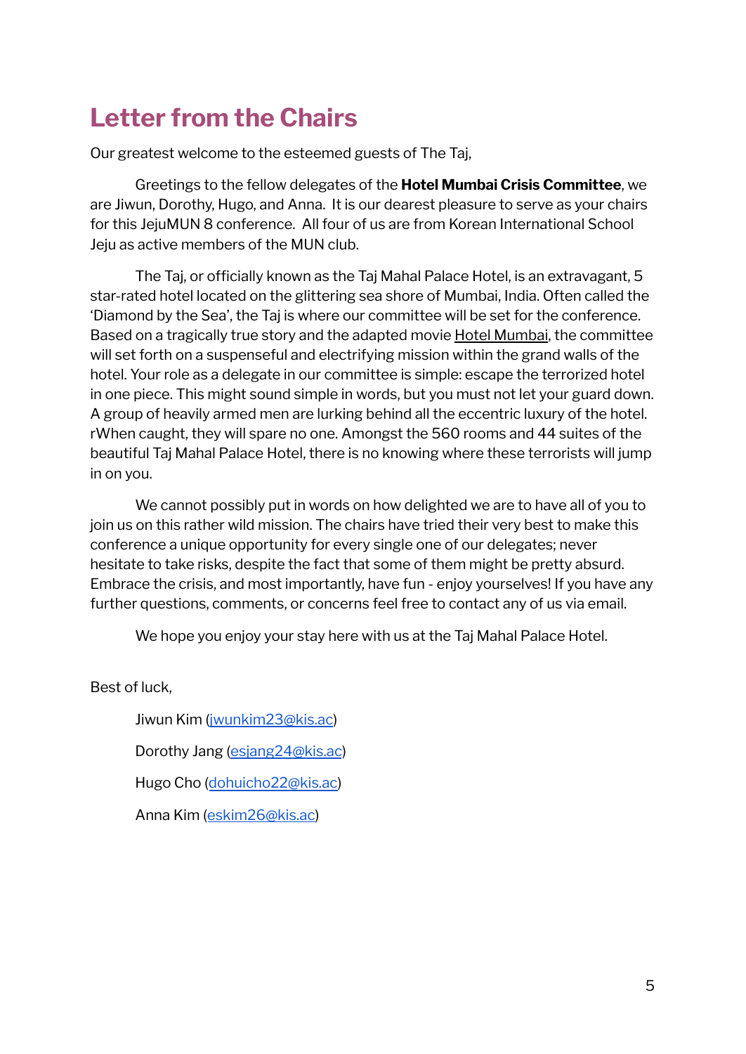# Letter from the Chairs

Our greatest welcome to the esteemed guests of The Taj,

Greetings to the fellow delegates of the **Hotel Mumbai Crisis Committee**, we are Jiwun, Dorothy, Hugo, and Anna. It is our dearest pleasure to serve as your chairs for this JejuMUN 8 conference. All four of us are from Korean International School Jeju as active members of the MUN club.

The Taj, or officially known as the Taj Mahal Palace Hotel, is an extravagant, 5 star-rated hotel located on the glittering sea shore of Mumbai, India. Often called the 'Diamond by the Sea', the Taj is where our committee will be set for the conference. Based on a tragically true story and the adapted movie Hotel Mumbai, the committee will set forth on a suspenseful and electrifying mission within the grand walls of the hotel. Your role as a delegate in our committee is simple: escape the terrorized hotel in one piece. This might sound simple in words, but you must not let your guard down. A group of heavily armed men are lurking behind all the eccentric luxury of the hotel. rWhen caught, they will spare no one. Amongst the 560 rooms and 44 suites of the beautiful Taj Mahal Palace Hotel, there is no knowing where these terrorists will jump in on you.

We cannot possibly put in words on how delighted we are to have all of you to join us on this rather wild mission. The chairs have tried their very best to make this conference a unique opportunity for every single one of our delegates; never hesitate to take risks, despite the fact that some of them might be pretty absurd. Embrace the crisis, and most importantly, have fun - enjoy yourselves! If you have any further questions, comments, or concerns feel free to contact any of us via email.

We hope you enjoy your stay here with us at the Taj Mahal Palace Hotel.

Best of luck,

Jiwun Kim (jwunkim23@kis.ac)

Dorothy Jang (esjang24@kis.ac)

Hugo Cho (dohuicho22@kis.ac)

Anna Kim (eskim26@kis.ac)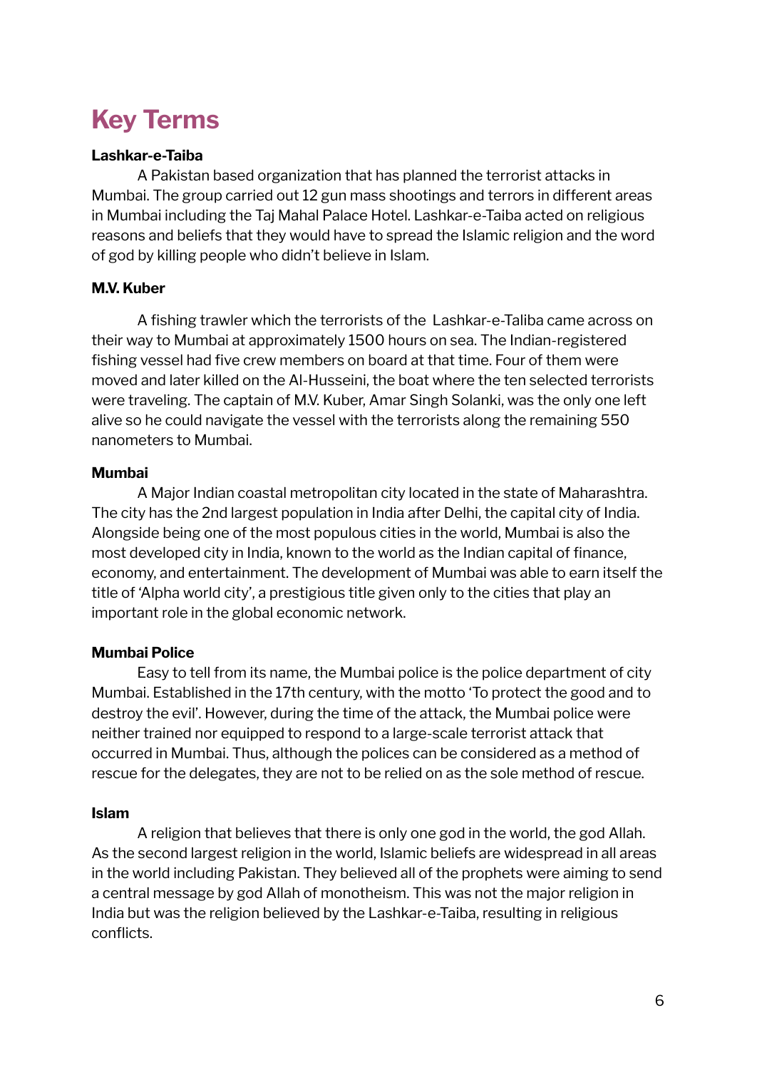# Key Terms

**Lashkar-e-Taiba**

A Pakistan based organization that has planned the terrorist attacks in Mumbai. The group carried out 12 gun mass shootings and terrors in different areas in Mumbai including the Taj Mahal Palace Hotel. Lashkar-e-Taiba acted on religious reasons and beliefs that they would have to spread the Islamic religion and the word of god by killing people who didn't believe in Islam.

**M.V. Kuber**

A fishing trawler which the terrorists of the Lashkar-e-Taliba came across on their way to Mumbai at approximately 1500 hours on sea. The Indian-registered fishing vessel had five crew members on board at that time. Four of them were moved and later killed on the Al-Husseini, the boat where the ten selected terrorists were traveling. The captain of M.V. Kuber, Amar Singh Solanki, was the only one left alive so he could navigate the vessel with the terrorists along the remaining 550 nanometers to Mumbai.

**Mumbai**

A Major Indian coastal metropolitan city located in the state of Maharashtra. The city has the 2nd largest population in India after Delhi, the capital city of India. Alongside being one of the most populous cities in the world, Mumbai is also the most developed city in India, known to the world as the Indian capital of finance, economy, and entertainment. The development of Mumbai was able to earn itself the title of 'Alpha world city', a prestigious title given only to the cities that play an important role in the global economic network.

**Mumbai Police**

Easy to tell from its name, the Mumbai police is the police department of city Mumbai. Established in the 17th century, with the motto 'To protect the good and to destroy the evil'. However, during the time of the attack, the Mumbai police were neither trained nor equipped to respond to a large-scale terrorist attack that occurred in Mumbai. Thus, although the polices can be considered as a method of rescue for the delegates, they are not to be relied on as the sole method of rescue.

**Islam**

A religion that believes that there is only one god in the world, the god Allah. As the second largest religion in the world, Islamic beliefs are widespread in all areas in the world including Pakistan. They believed all of the prophets were aiming to send a central message by god Allah of monotheism. This was not the major religion in India but was the religion believed by the Lashkar-e-Taiba, resulting in religious conflicts.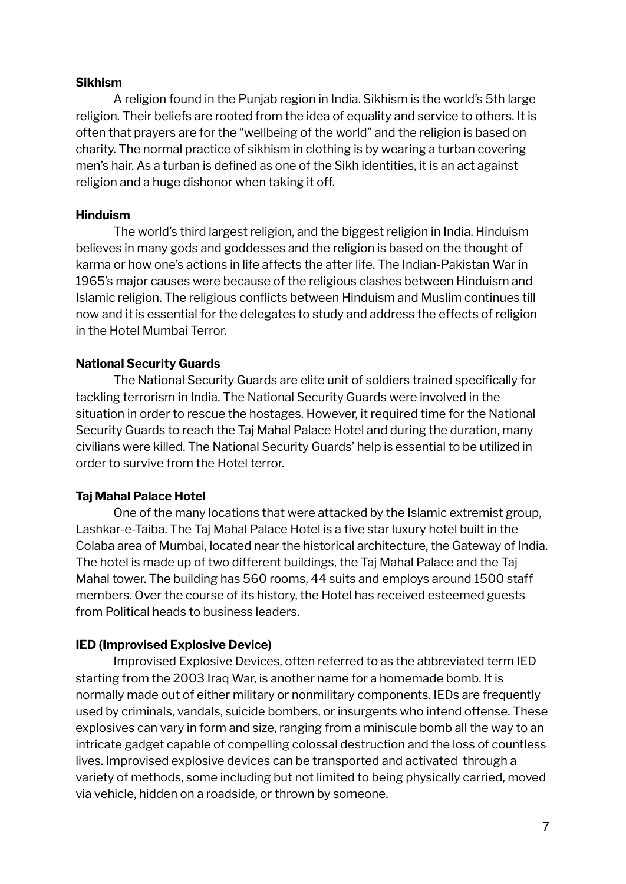**Sikhism**

A religion found in the Punjab region in India. Sikhism is the world's 5th large religion. Their beliefs are rooted from the idea of equality and service to others. It is often that prayers are for the "wellbeing of the world" and the religion is based on charity. The normal practice of sikhism in clothing is by wearing a turban covering men's hair. As a turban is defined as one of the Sikh identities, it is an act against religion and a huge dishonor when taking it off.

**Hinduism**

The world's third largest religion, and the biggest religion in India. Hinduism believes in many gods and goddesses and the religion is based on the thought of karma or how one's actions in life affects the after life. The Indian-Pakistan War in 1965's major causes were because of the religious clashes between Hinduism and Islamic religion. The religious conflicts between Hinduism and Muslim continues till now and it is essential for the delegates to study and address the effects of religion in the Hotel Mumbai Terror.

**National Security Guards**

The National Security Guards are elite unit of soldiers trained specifically for tackling terrorism in India. The National Security Guards were involved in the situation in order to rescue the hostages. However, it required time for the National Security Guards to reach the Taj Mahal Palace Hotel and during the duration, many civilians were killed. The National Security Guards' help is essential to be utilized in order to survive from the Hotel terror.

**Taj Mahal Palace Hotel**

One of the many locations that were attacked by the Islamic extremist group, Lashkar-e-Taiba. The Taj Mahal Palace Hotel is a five star luxury hotel built in the Colaba area of Mumbai, located near the historical architecture, the Gateway of India. The hotel is made up of two different buildings, the Taj Mahal Palace and the Taj Mahal tower. The building has 560 rooms, 44 suits and employs around 1500 staff members. Over the course of its history, the Hotel has received esteemed guests from Political heads to business leaders.

**IED (Improvised Explosive Device)**

Improvised Explosive Devices, often referred to as the abbreviated term IED starting from the 2003 Iraq War, is another name for a homemade bomb. It is normally made out of either military or nonmilitary components. IEDs are frequently used by criminals, vandals, suicide bombers, or insurgents who intend offense. These explosives can vary in form and size, ranging from a miniscule bomb all the way to an intricate gadget capable of compelling colossal destruction and the loss of countless lives. Improvised explosive devices can be transported and activated through a variety of methods, some including but not limited to being physically carried, moved via vehicle, hidden on a roadside, or thrown by someone.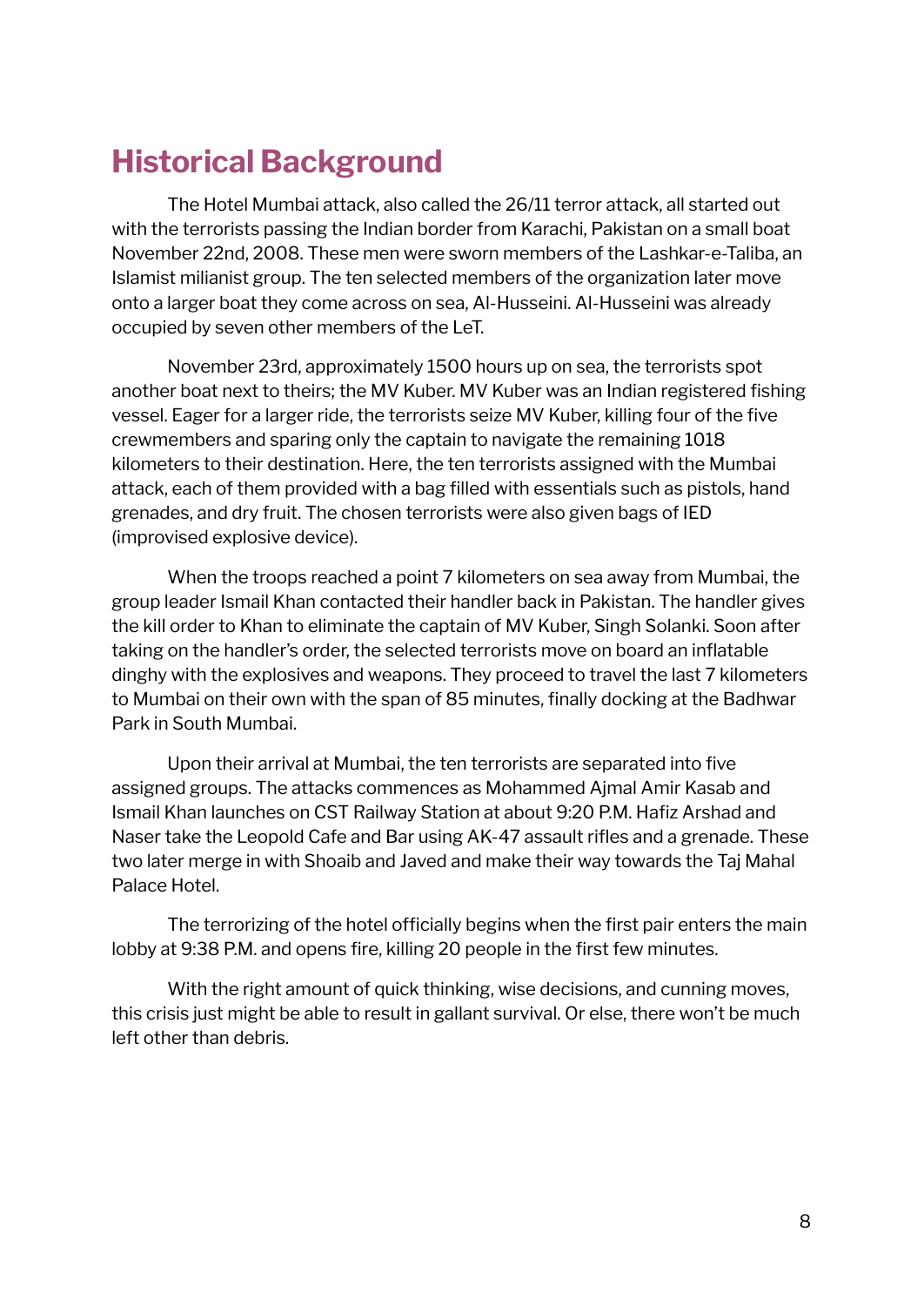## Historical Background

The Hotel Mumbai attack, also called the 26/11 terror attack, all started out with the terrorists passing the Indian border from Karachi, Pakistan on a small boat November 22nd, 2008. These men were sworn members of the Lashkar-e-Taliba, an Islamist milianist group. The ten selected members of the organization later move onto a larger boat they come across on sea, Al-Husseini. Al-Husseini was already occupied by seven other members of the LeT.

November 23rd, approximately 1500 hours up on sea, the terrorists spot another boat next to theirs; the MV Kuber. MV Kuber was an Indian registered fishing vessel. Eager for a larger ride, the terrorists seize MV Kuber, killing four of the five crewmembers and sparing only the captain to navigate the remaining 1018 kilometers to their destination. Here, the ten terrorists assigned with the Mumbai attack, each of them provided with a bag filled with essentials such as pistols, hand grenades, and dry fruit. The chosen terrorists were also given bags of IED (improvised explosive device).

When the troops reached a point 7 kilometers on sea away from Mumbai, the group leader Ismail Khan contacted their handler back in Pakistan. The handler gives the kill order to Khan to eliminate the captain of MV Kuber, Singh Solanki. Soon after taking on the handler's order, the selected terrorists move on board an inflatable dinghy with the explosives and weapons. They proceed to travel the last 7 kilometers to Mumbai on their own with the span of 85 minutes, finally docking at the Badhwar Park in South Mumbai.

Upon their arrival at Mumbai, the ten terrorists are separated into five assigned groups. The attacks commences as Mohammed Ajmal Amir Kasab and Ismail Khan launches on CST Railway Station at about 9:20 P.M. Hafiz Arshad and Naser take the Leopold Cafe and Bar using AK-47 assault rifles and a grenade. These two later merge in with Shoaib and Javed and make their way towards the Taj Mahal Palace Hotel.

The terrorizing of the hotel officially begins when the first pair enters the main lobby at 9:38 P.M. and opens fire, killing 20 people in the first few minutes.

With the right amount of quick thinking, wise decisions, and cunning moves, this crisis just might be able to result in gallant survival. Or else, there won't be much left other than debris.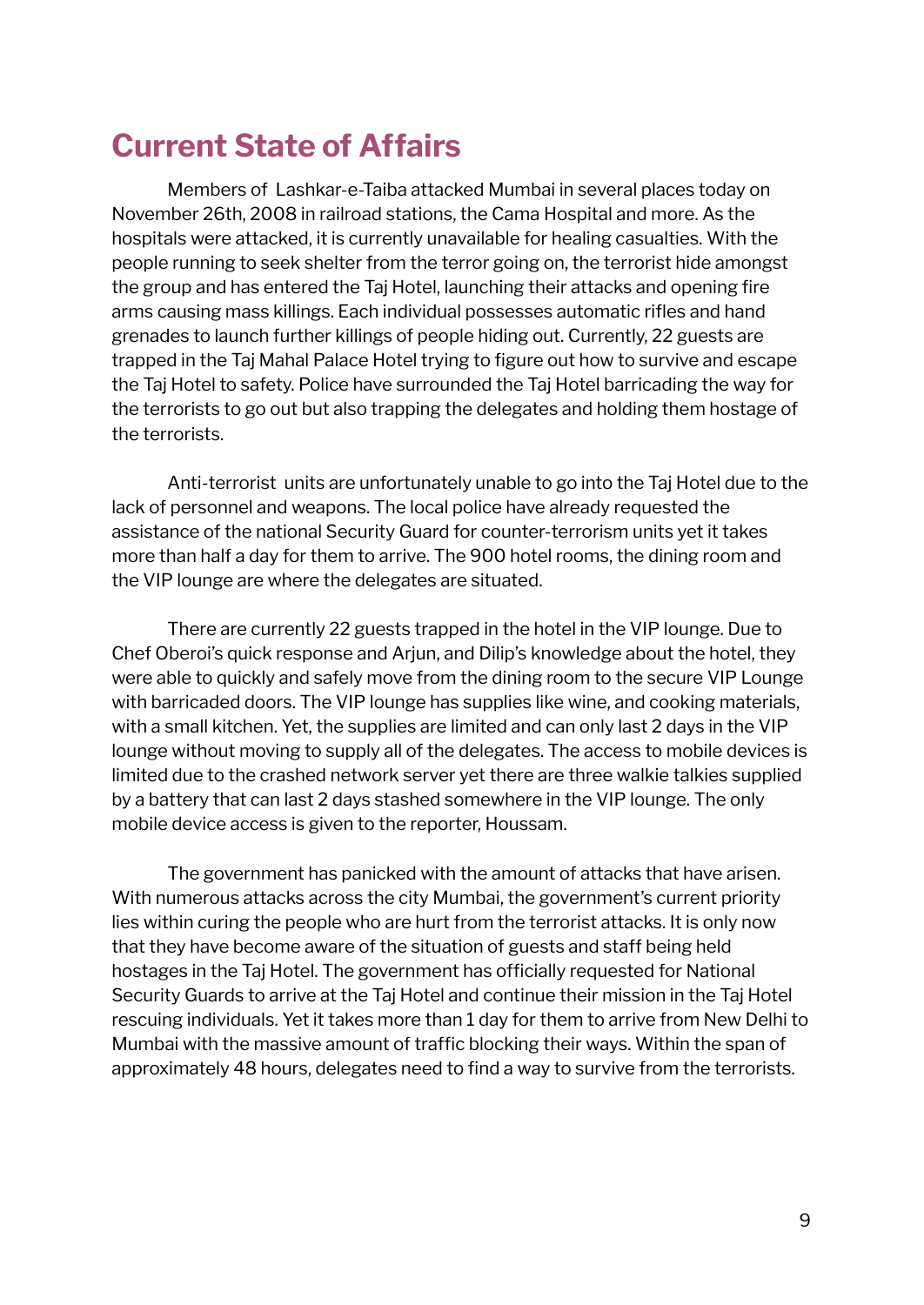## Current State of Affairs

Members of  Lashkar-e-Taiba attacked Mumbai in several places today on November 26th, 2008 in railroad stations, the Cama Hospital and more. As the hospitals were attacked, it is currently unavailable for healing casualties. With the people running to seek shelter from the terror going on, the terrorist hide amongst the group and has entered the Taj Hotel, launching their attacks and opening fire arms causing mass killings. Each individual possesses automatic rifles and hand grenades to launch further killings of people hiding out. Currently, 22 guests are trapped in the Taj Mahal Palace Hotel trying to figure out how to survive and escape the Taj Hotel to safety. Police have surrounded the Taj Hotel barricading the way for the terrorists to go out but also trapping the delegates and holding them hostage of the terrorists.

Anti-terrorist  units are unfortunately unable to go into the Taj Hotel due to the lack of personnel and weapons. The local police have already requested the assistance of the national Security Guard for counter-terrorism units yet it takes more than half a day for them to arrive. The 900 hotel rooms, the dining room and the VIP lounge are where the delegates are situated.

There are currently 22 guests trapped in the hotel in the VIP lounge. Due to Chef Oberoi's quick response and Arjun, and Dilip's knowledge about the hotel, they were able to quickly and safely move from the dining room to the secure VIP Lounge with barricaded doors. The VIP lounge has supplies like wine, and cooking materials, with a small kitchen. Yet, the supplies are limited and can only last 2 days in the VIP lounge without moving to supply all of the delegates. The access to mobile devices is limited due to the crashed network server yet there are three walkie talkies supplied by a battery that can last 2 days stashed somewhere in the VIP lounge. The only mobile device access is given to the reporter, Houssam.

The government has panicked with the amount of attacks that have arisen. With numerous attacks across the city Mumbai, the government's current priority lies within curing the people who are hurt from the terrorist attacks. It is only now that they have become aware of the situation of guests and staff being held hostages in the Taj Hotel. The government has officially requested for National Security Guards to arrive at the Taj Hotel and continue their mission in the Taj Hotel rescuing individuals. Yet it takes more than 1 day for them to arrive from New Delhi to Mumbai with the massive amount of traffic blocking their ways. Within the span of approximately 48 hours, delegates need to find a way to survive from the terrorists.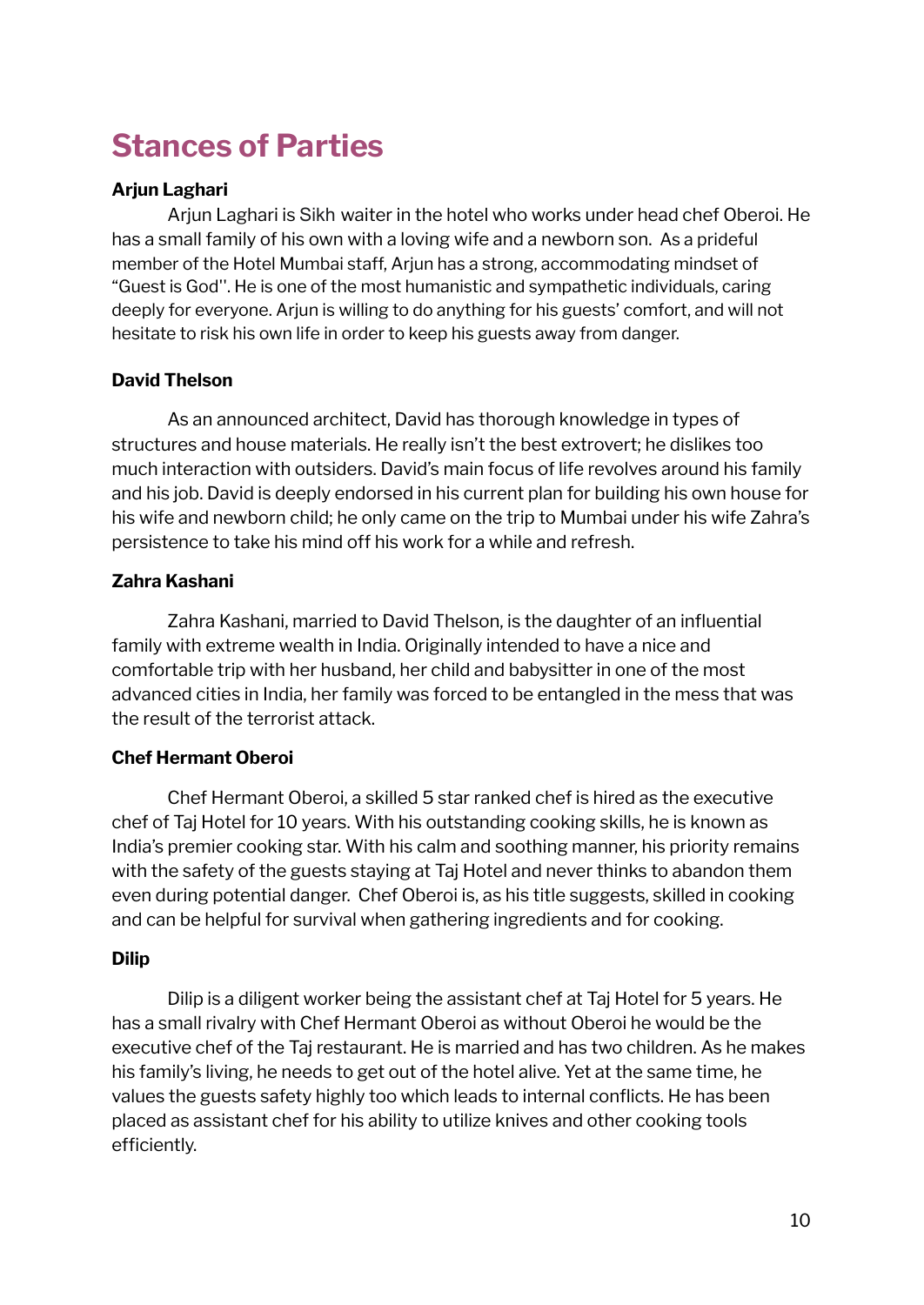# Stances of Parties

**Arjun Laghari**

Arjun Laghari is Sikh waiter in the hotel who works under head chef Oberoi. He has a small family of his own with a loving wife and a newborn son. As a prideful member of the Hotel Mumbai staff, Arjun has a strong, accommodating mindset of "Guest is God''. He is one of the most humanistic and sympathetic individuals, caring deeply for everyone. Arjun is willing to do anything for his guests' comfort, and will not hesitate to risk his own life in order to keep his guests away from danger.

**David Thelson**

As an announced architect, David has thorough knowledge in types of structures and house materials. He really isn't the best extrovert; he dislikes too much interaction with outsiders. David's main focus of life revolves around his family and his job. David is deeply endorsed in his current plan for building his own house for his wife and newborn child; he only came on the trip to Mumbai under his wife Zahra's persistence to take his mind off his work for a while and refresh.

**Zahra Kashani**

Zahra Kashani, married to David Thelson, is the daughter of an influential family with extreme wealth in India. Originally intended to have a nice and comfortable trip with her husband, her child and babysitter in one of the most advanced cities in India, her family was forced to be entangled in the mess that was the result of the terrorist attack.

**Chef Hermant Oberoi**

Chef Hermant Oberoi, a skilled 5 star ranked chef is hired as the executive chef of Taj Hotel for 10 years. With his outstanding cooking skills, he is known as India's premier cooking star. With his calm and soothing manner, his priority remains with the safety of the guests staying at Taj Hotel and never thinks to abandon them even during potential danger. Chef Oberoi is, as his title suggests, skilled in cooking and can be helpful for survival when gathering ingredients and for cooking.

**Dilip**

Dilip is a diligent worker being the assistant chef at Taj Hotel for 5 years. He has a small rivalry with Chef Hermant Oberoi as without Oberoi he would be the executive chef of the Taj restaurant. He is married and has two children. As he makes his family's living, he needs to get out of the hotel alive. Yet at the same time, he values the guests safety highly too which leads to internal conflicts. He has been placed as assistant chef for his ability to utilize knives and other cooking tools efficiently.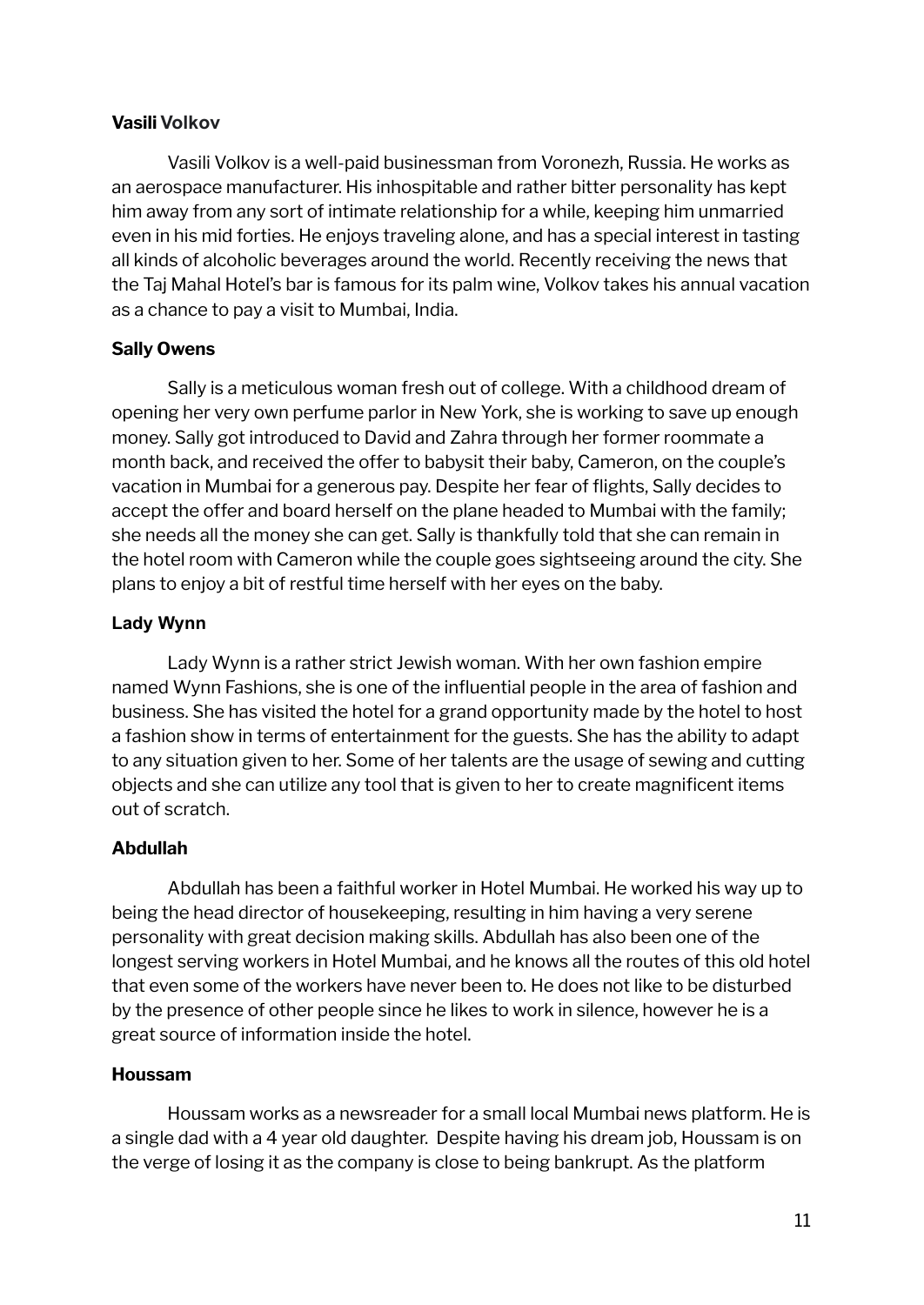**Vasili Volkov**

Vasili Volkov is a well-paid businessman from Voronezh, Russia. He works as an aerospace manufacturer. His inhospitable and rather bitter personality has kept him away from any sort of intimate relationship for a while, keeping him unmarried even in his mid forties. He enjoys traveling alone, and has a special interest in tasting all kinds of alcoholic beverages around the world. Recently receiving the news that the Taj Mahal Hotel's bar is famous for its palm wine, Volkov takes his annual vacation as a chance to pay a visit to Mumbai, India.

**Sally Owens**

Sally is a meticulous woman fresh out of college. With a childhood dream of opening her very own perfume parlor in New York, she is working to save up enough money. Sally got introduced to David and Zahra through her former roommate a month back, and received the offer to babysit their baby, Cameron, on the couple's vacation in Mumbai for a generous pay. Despite her fear of flights, Sally decides to accept the offer and board herself on the plane headed to Mumbai with the family; she needs all the money she can get. Sally is thankfully told that she can remain in the hotel room with Cameron while the couple goes sightseeing around the city. She plans to enjoy a bit of restful time herself with her eyes on the baby.

**Lady Wynn**

Lady Wynn is a rather strict Jewish woman. With her own fashion empire named Wynn Fashions, she is one of the influential people in the area of fashion and business. She has visited the hotel for a grand opportunity made by the hotel to host a fashion show in terms of entertainment for the guests. She has the ability to adapt to any situation given to her. Some of her talents are the usage of sewing and cutting objects and she can utilize any tool that is given to her to create magnificent items out of scratch.

**Abdullah**

Abdullah has been a faithful worker in Hotel Mumbai. He worked his way up to being the head director of housekeeping, resulting in him having a very serene personality with great decision making skills. Abdullah has also been one of the longest serving workers in Hotel Mumbai, and he knows all the routes of this old hotel that even some of the workers have never been to. He does not like to be disturbed by the presence of other people since he likes to work in silence, however he is a great source of information inside the hotel.

**Houssam**

Houssam works as a newsreader for a small local Mumbai news platform. He is a single dad with a 4 year old daughter. Despite having his dream job, Houssam is on the verge of losing it as the company is close to being bankrupt. As the platform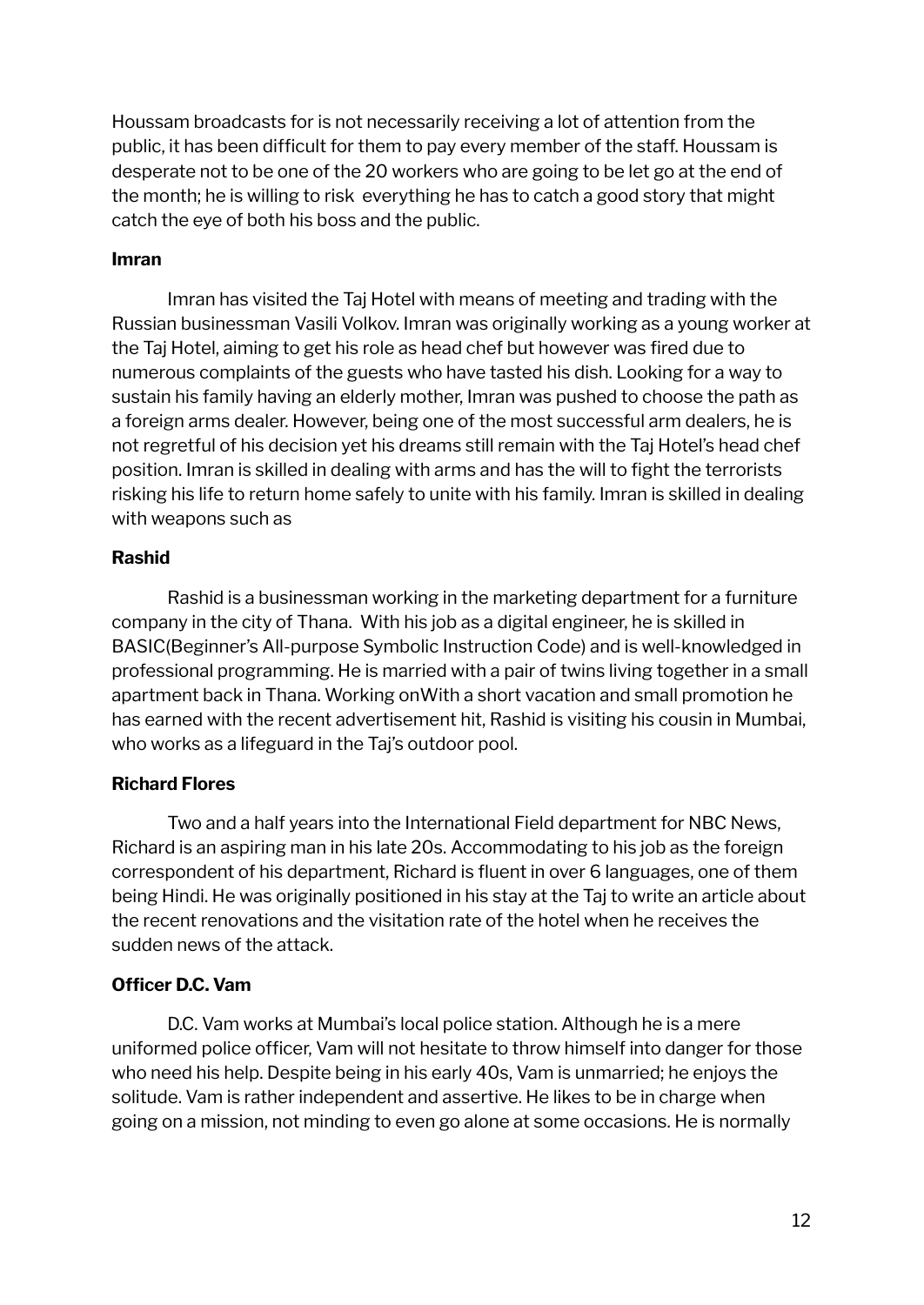Houssam broadcasts for is not necessarily receiving a lot of attention from the public, it has been difficult for them to pay every member of the staff. Houssam is desperate not to be one of the 20 workers who are going to be let go at the end of the month; he is willing to risk everything he has to catch a good story that might catch the eye of both his boss and the public.

**Imran**

Imran has visited the Taj Hotel with means of meeting and trading with the Russian businessman Vasili Volkov. Imran was originally working as a young worker at the Taj Hotel, aiming to get his role as head chef but however was fired due to numerous complaints of the guests who have tasted his dish. Looking for a way to sustain his family having an elderly mother, Imran was pushed to choose the path as a foreign arms dealer. However, being one of the most successful arm dealers, he is not regretful of his decision yet his dreams still remain with the Taj Hotel's head chef position. Imran is skilled in dealing with arms and has the will to fight the terrorists risking his life to return home safely to unite with his family. Imran is skilled in dealing with weapons such as

**Rashid**

Rashid is a businessman working in the marketing department for a furniture company in the city of Thana. With his job as a digital engineer, he is skilled in BASIC(Beginner's All-purpose Symbolic Instruction Code) and is well-knowledged in professional programming. He is married with a pair of twins living together in a small apartment back in Thana. Working onWith a short vacation and small promotion he has earned with the recent advertisement hit, Rashid is visiting his cousin in Mumbai, who works as a lifeguard in the Taj's outdoor pool.

**Richard Flores**

Two and a half years into the International Field department for NBC News, Richard is an aspiring man in his late 20s. Accommodating to his job as the foreign correspondent of his department, Richard is fluent in over 6 languages, one of them being Hindi. He was originally positioned in his stay at the Taj to write an article about the recent renovations and the visitation rate of the hotel when he receives the sudden news of the attack.

**Officer D.C. Vam**

D.C. Vam works at Mumbai's local police station. Although he is a mere uniformed police officer, Vam will not hesitate to throw himself into danger for those who need his help. Despite being in his early 40s, Vam is unmarried; he enjoys the solitude. Vam is rather independent and assertive. He likes to be in charge when going on a mission, not minding to even go alone at some occasions. He is normally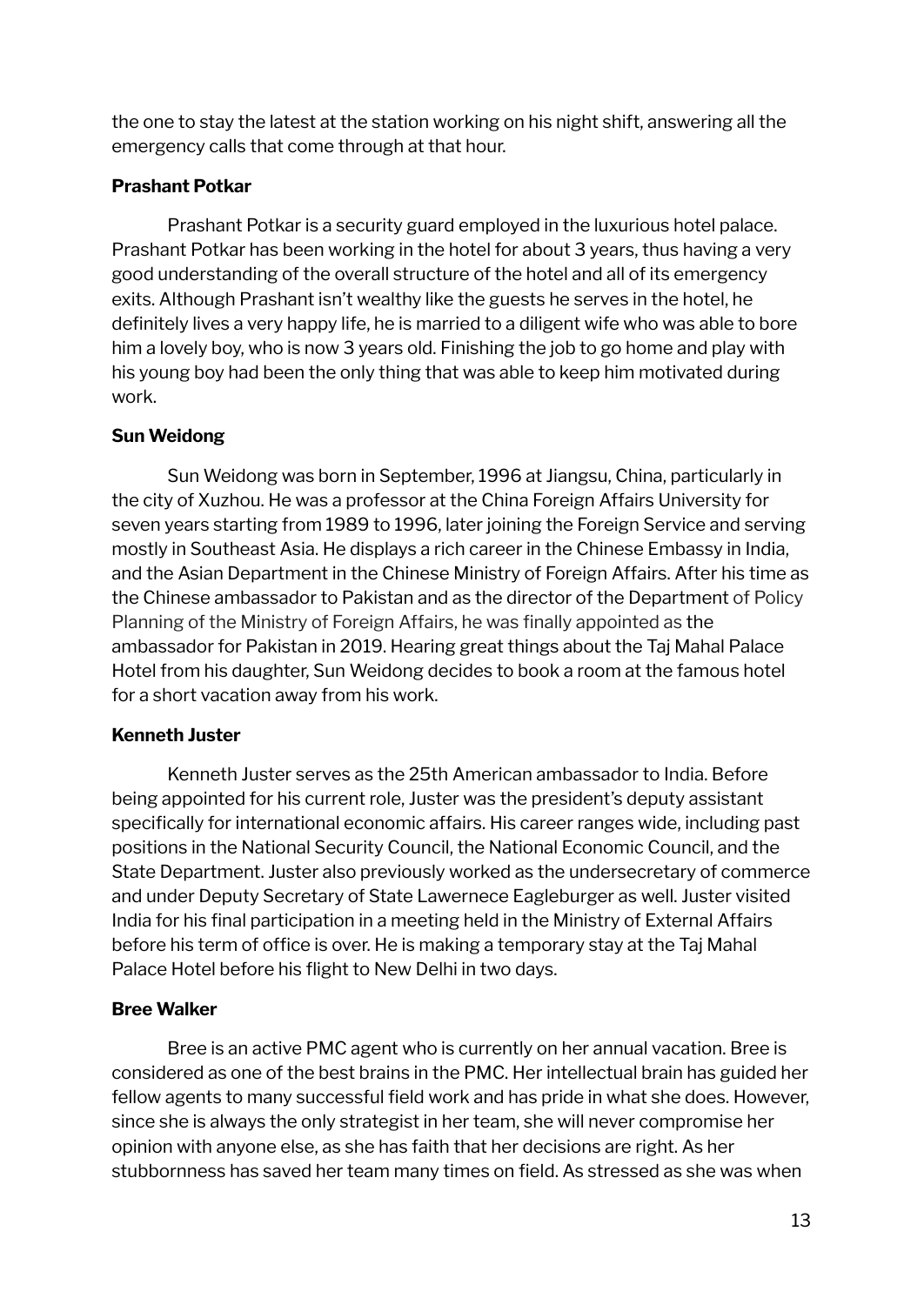the one to stay the latest at the station working on his night shift, answering all the emergency calls that come through at that hour.

**Prashant Potkar**

Prashant Potkar is a security guard employed in the luxurious hotel palace. Prashant Potkar has been working in the hotel for about 3 years, thus having a very good understanding of the overall structure of the hotel and all of its emergency exits. Although Prashant isn't wealthy like the guests he serves in the hotel, he definitely lives a very happy life, he is married to a diligent wife who was able to bore him a lovely boy, who is now 3 years old. Finishing the job to go home and play with his young boy had been the only thing that was able to keep him motivated during work.

**Sun Weidong**

Sun Weidong was born in September, 1996 at Jiangsu, China, particularly in the city of Xuzhou. He was a professor at the China Foreign Affairs University for seven years starting from 1989 to 1996, later joining the Foreign Service and serving mostly in Southeast Asia. He displays a rich career in the Chinese Embassy in India, and the Asian Department in the Chinese Ministry of Foreign Affairs. After his time as the Chinese ambassador to Pakistan and as the director of the Department of Policy Planning of the Ministry of Foreign Affairs, he was finally appointed as the ambassador for Pakistan in 2019. Hearing great things about the Taj Mahal Palace Hotel from his daughter, Sun Weidong decides to book a room at the famous hotel for a short vacation away from his work.

**Kenneth Juster**

Kenneth Juster serves as the 25th American ambassador to India. Before being appointed for his current role, Juster was the president's deputy assistant specifically for international economic affairs. His career ranges wide, including past positions in the National Security Council, the National Economic Council, and the State Department. Juster also previously worked as the undersecretary of commerce and under Deputy Secretary of State Lawernece Eagleburger as well. Juster visited India for his final participation in a meeting held in the Ministry of External Affairs before his term of office is over. He is making a temporary stay at the Taj Mahal Palace Hotel before his flight to New Delhi in two days.

**Bree Walker**

Bree is an active PMC agent who is currently on her annual vacation. Bree is considered as one of the best brains in the PMC. Her intellectual brain has guided her fellow agents to many successful field work and has pride in what she does. However, since she is always the only strategist in her team, she will never compromise her opinion with anyone else, as she has faith that her decisions are right. As her stubbornness has saved her team many times on field. As stressed as she was when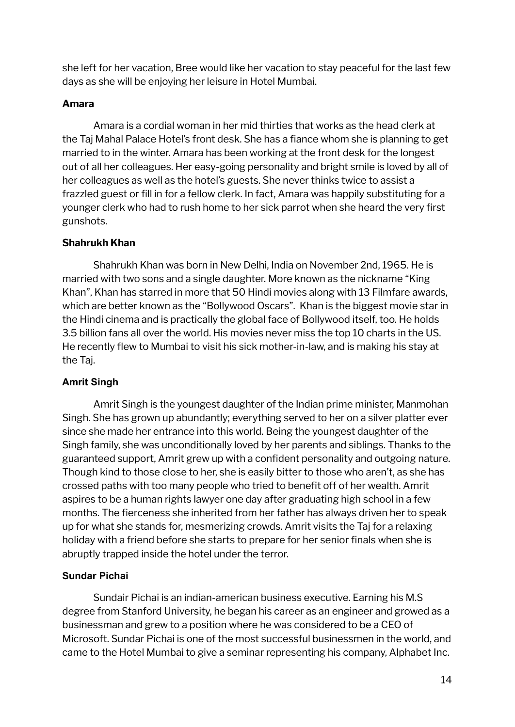she left for her vacation, Bree would like her vacation to stay peaceful for the last few days as she will be enjoying her leisure in Hotel Mumbai.

**Amara**

Amara is a cordial woman in her mid thirties that works as the head clerk at the Taj Mahal Palace Hotel's front desk. She has a fiance whom she is planning to get married to in the winter. Amara has been working at the front desk for the longest out of all her colleagues. Her easy-going personality and bright smile is loved by all of her colleagues as well as the hotel's guests. She never thinks twice to assist a frazzled guest or fill in for a fellow clerk. In fact, Amara was happily substituting for a younger clerk who had to rush home to her sick parrot when she heard the very first gunshots.

**Shahrukh Khan**

Shahrukh Khan was born in New Delhi, India on November 2nd, 1965. He is married with two sons and a single daughter. More known as the nickname "King Khan", Khan has starred in more that 50 Hindi movies along with 13 Filmfare awards, which are better known as the "Bollywood Oscars". Khan is the biggest movie star in the Hindi cinema and is practically the global face of Bollywood itself, too. He holds 3.5 billion fans all over the world. His movies never miss the top 10 charts in the US. He recently flew to Mumbai to visit his sick mother-in-law, and is making his stay at the Taj.

**Amrit Singh**

Amrit Singh is the youngest daughter of the Indian prime minister, Manmohan Singh. She has grown up abundantly; everything served to her on a silver platter ever since she made her entrance into this world. Being the youngest daughter of the Singh family, she was unconditionally loved by her parents and siblings. Thanks to the guaranteed support, Amrit grew up with a confident personality and outgoing nature. Though kind to those close to her, she is easily bitter to those who aren't, as she has crossed paths with too many people who tried to benefit off of her wealth. Amrit aspires to be a human rights lawyer one day after graduating high school in a few months. The fierceness she inherited from her father has always driven her to speak up for what she stands for, mesmerizing crowds. Amrit visits the Taj for a relaxing holiday with a friend before she starts to prepare for her senior finals when she is abruptly trapped inside the hotel under the terror.

**Sundar Pichai**

Sundair Pichai is an indian-american business executive. Earning his M.S degree from Stanford University, he began his career as an engineer and growed as a businessman and grew to a position where he was considered to be a CEO of Microsoft. Sundar Pichai is one of the most successful businessmen in the world, and came to the Hotel Mumbai to give a seminar representing his company, Alphabet Inc.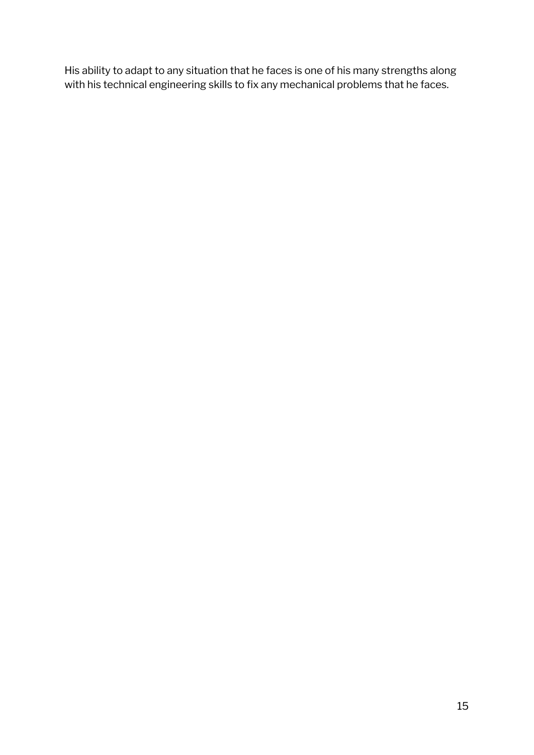His ability to adapt to any situation that he faces is one of his many strengths along with his technical engineering skills to fix any mechanical problems that he faces.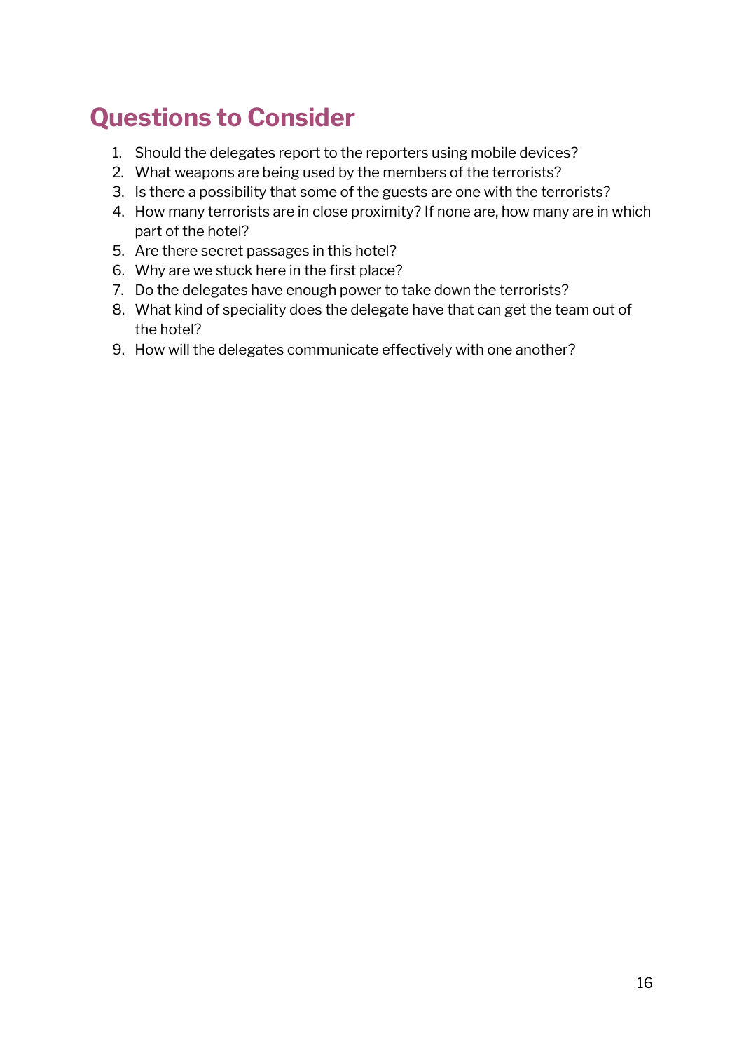## Questions to Consider

1. Should the delegates report to the reporters using mobile devices?
2. What weapons are being used by the members of the terrorists?
3. Is there a possibility that some of the guests are one with the terrorists?
4. How many terrorists are in close proximity? If none are, how many are in which part of the hotel?
5. Are there secret passages in this hotel?
6. Why are we stuck here in the first place?
7. Do the delegates have enough power to take down the terrorists?
8. What kind of speciality does the delegate have that can get the team out of the hotel?
9. How will the delegates communicate effectively with one another?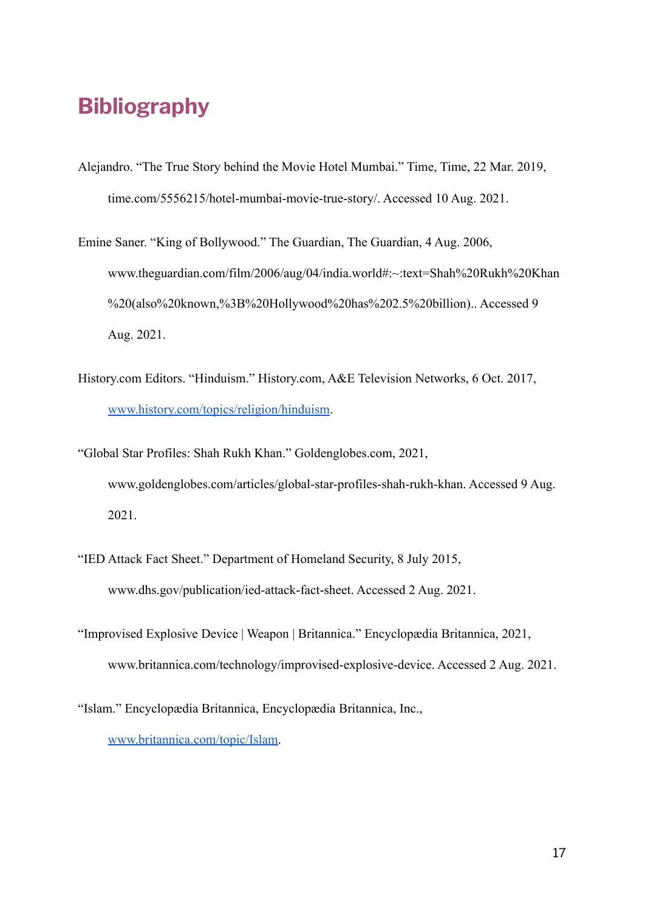# Bibliography

Alejandro. "The True Story behind the Movie Hotel Mumbai." Time, Time, 22 Mar. 2019, time.com/5556215/hotel-mumbai-movie-true-story/. Accessed 10 Aug. 2021.

Emine Saner. "King of Bollywood." The Guardian, The Guardian, 4 Aug. 2006, www.theguardian.com/film/2006/aug/04/india.world#:~:text=Shah%20Rukh%20Khan%20(also%20known,%3B%20Hollywood%20has%202.5%20billion).. Accessed 9 Aug. 2021.

History.com Editors. "Hinduism." History.com, A&E Television Networks, 6 Oct. 2017, [www.history.com/topics/religion/hinduism](http://www.history.com/topics/religion/hinduism).

"Global Star Profiles: Shah Rukh Khan." Goldenglobes.com, 2021, www.goldenglobes.com/articles/global-star-profiles-shah-rukh-khan. Accessed 9 Aug. 2021.

"IED Attack Fact Sheet." Department of Homeland Security, 8 July 2015, www.dhs.gov/publication/ied-attack-fact-sheet. Accessed 2 Aug. 2021.

"Improvised Explosive Device | Weapon | Britannica." Encyclopædia Britannica, 2021, www.britannica.com/technology/improvised-explosive-device. Accessed 2 Aug. 2021.

"Islam." Encyclopædia Britannica, Encyclopædia Britannica, Inc., [www.britannica.com/topic/Islam](http://www.britannica.com/topic/Islam).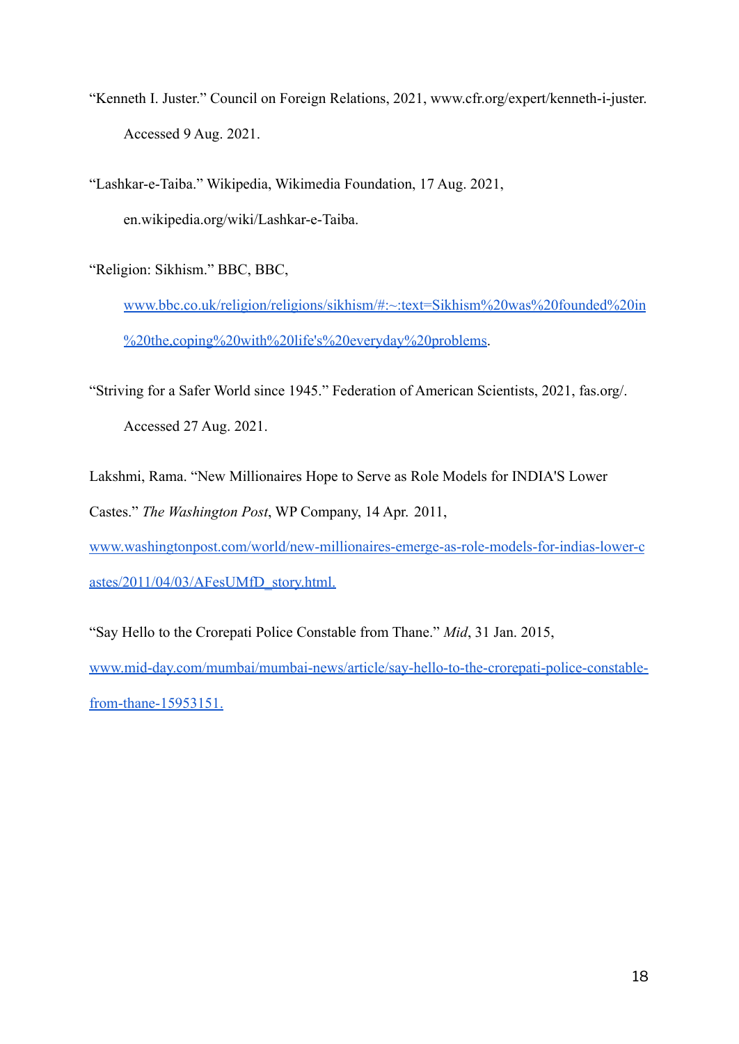"Kenneth I. Juster." Council on Foreign Relations, 2021, www.cfr.org/expert/kenneth-i-juster. Accessed 9 Aug. 2021.

"Lashkar-e-Taiba." Wikipedia, Wikimedia Foundation, 17 Aug. 2021, en.wikipedia.org/wiki/Lashkar-e-Taiba.

"Religion: Sikhism." BBC, BBC, www.bbc.co.uk/religion/religions/sikhism/#:~:text=Sikhism%20was%20founded%20in%20the,coping%20with%20life's%20everyday%20problems.

"Striving for a Safer World since 1945." Federation of American Scientists, 2021, fas.org/. Accessed 27 Aug. 2021.

Lakshmi, Rama. "New Millionaires Hope to Serve as Role Models for INDIA'S Lower Castes." *The Washington Post*, WP Company, 14 Apr. 2011, www.washingtonpost.com/world/new-millionaires-emerge-as-role-models-for-indias-lower-castes/2011/04/03/AFesUMfD_story.html.

"Say Hello to the Crorepati Police Constable from Thane." *Mid*, 31 Jan. 2015, www.mid-day.com/mumbai/mumbai-news/article/say-hello-to-the-crorepati-police-constable-from-thane-15953151.